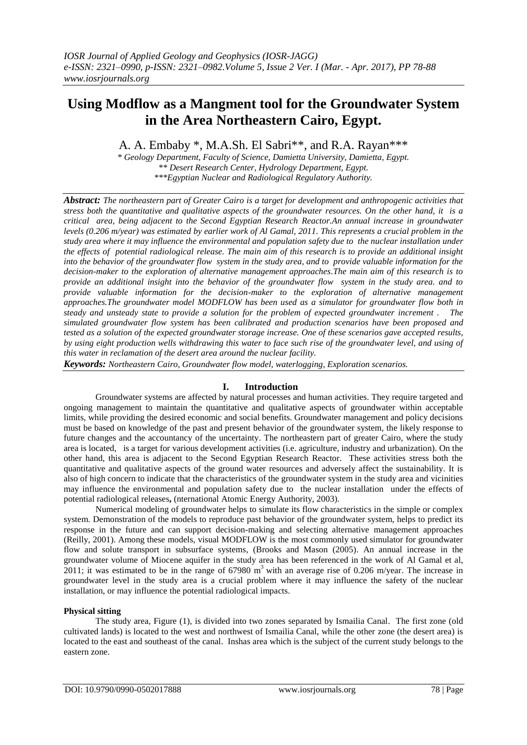# Using Modflow as a Mangment tool for the Groundwater System in the Area Northeastern Cairo, Egypt.

A. A. Embaby *, M.A.Sh. El Sabri**, and R.A. Rayan***

*\* Geology Department, Faculty of Science, Damietta University, Damietta, Egypt.*
*\*\* Desert Research Center, Hydrology Department, Egypt.*
*\*\*\*Egyptian Nuclear and Radiological Regulatory Authority.*

***Abstract:*** *The northeastern part of Greater Cairo is a target for development and anthropogenic activities that stress both the quantitative and qualitative aspects of the groundwater resources. On the other hand, it is a critical area, being adjacent to the Second Egyptian Research Reactor.An annual increase in groundwater levels (0.206 m/year) was estimated by earlier work of Al Gamal, 2011. This represents a crucial problem in the study area where it may influence the environmental and population safety due to the nuclear installation under the effects of potential radiological release. The main aim of this research is to provide an additional insight into the behavior of the groundwater flow system in the study area, and to provide valuable information for the decision-maker to the exploration of alternative management approaches.The main aim of this research is to provide an additional insight into the behavior of the groundwater flow system in the study area. and to provide valuable information for the decision-maker to the exploration of alternative management approaches.The groundwater model MODFLOW has been used as a simulator for groundwater flow both in steady and unsteady state to provide a solution for the problem of expected groundwater increment . The simulated groundwater flow system has been calibrated and production scenarios have been proposed and tested as a solution of the expected groundwater storage increase. One of these scenarios gave accepted results, by using eight production wells withdrawing this water to face such rise of the groundwater level, and using of this water in reclamation of the desert area around the nuclear facility.*

***Keywords:*** *Northeastern Cairo, Groundwater flow model, waterlogging, Exploration scenarios.*

## I. Introduction

Groundwater systems are affected by natural processes and human activities. They require targeted and ongoing management to maintain the quantitative and qualitative aspects of groundwater within acceptable limits, while providing the desired economic and social benefits. Groundwater management and policy decisions must be based on knowledge of the past and present behavior of the groundwater system, the likely response to future changes and the accountancy of the uncertainty. The northeastern part of greater Cairo, where the study area is located, is a target for various development activities (i.e. agriculture, industry and urbanization). On the other hand, this area is adjacent to the Second Egyptian Research Reactor. These activities stress both the quantitative and qualitative aspects of the ground water resources and adversely affect the sustainability. It is also of high concern to indicate that the characteristics of the groundwater system in the study area and vicinities may influence the environmental and population safety due to the nuclear installation under the effects of potential radiological releases**,** (international Atomic Energy Authority, 2003).

Numerical modeling of groundwater helps to simulate its flow characteristics in the simple or complex system. Demonstration of the models to reproduce past behavior of the groundwater system, helps to predict its response in the future and can support decision-making and selecting alternative management approaches (Reilly, 2001). Among these models, visual MODFLOW is the most commonly used simulator for groundwater flow and solute transport in subsurface systems, (Brooks and Mason (2005). An annual increase in the groundwater volume of Miocene aquifer in the study area has been referenced in the work of Al Gamal et al, 2011; it was estimated to be in the range of 67980 $m^3$ with an average rise of 0.206 m/year. The increase in groundwater level in the study area is a crucial problem where it may influence the safety of the nuclear installation, or may influence the potential radiological impacts.

### Physical sitting

The study area, Figure (1), is divided into two zones separated by Ismailia Canal. The first zone (old cultivated lands) is located to the west and northwest of Ismailia Canal, while the other zone (the desert area) is located to the east and southeast of the canal. Inshas area which is the subject of the current study belongs to the eastern zone.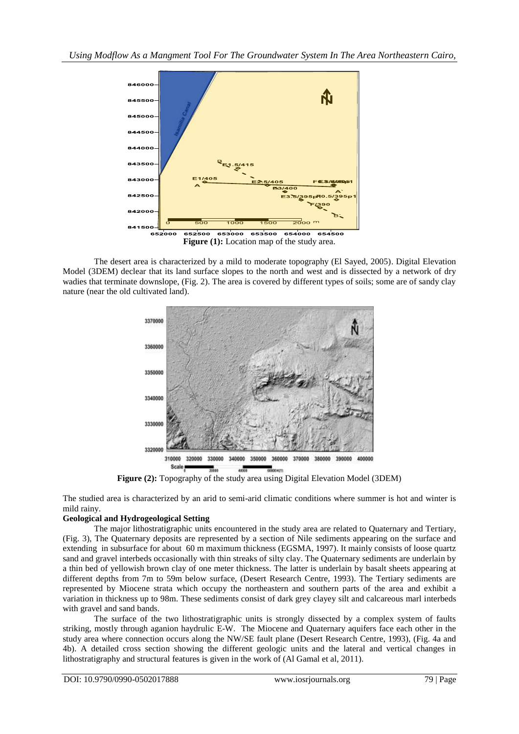**Figure (1):** Location map of the study area.

The desert area is characterized by a mild to moderate topography (El Sayed, 2005). Digital Elevation Model (3DEM) declear that its land surface slopes to the north and west and is dissected by a network of dry wadies that terminate downslope, (Fig. 2). The area is covered by different types of soils; some are of sandy clay nature (near the old cultivated land).

**Figure (2):** Topography of the study area using Digital Elevation Model (3DEM)

The studied area is characterized by an arid to semi-arid climatic conditions where summer is hot and winter is mild rainy.

**Geological and Hydrogeological Setting**

The major lithostratigraphic units encountered in the study area are related to Quaternary and Tertiary, (Fig. 3), The Quaternary deposits are represented by a section of Nile sediments appearing on the surface and extending in subsurface for about 60 m maximum thickness (EGSMA, 1997). It mainly consists of loose quartz sand and gravel interbeds occasionally with thin streaks of silty clay. The Quaternary sediments are underlain by a thin bed of yellowish brown clay of one meter thickness. The latter is underlain by basalt sheets appearing at different depths from 7m to 59m below surface, (Desert Research Centre, 1993). The Tertiary sediments are represented by Miocene strata which occupy the northeastern and southern parts of the area and exhibit a variation in thickness up to 98m. These sediments consist of dark grey clayey silt and calcareous marl interbeds with gravel and sand bands.

The surface of the two lithostratigraphic units is strongly dissected by a complex system of faults striking, mostly through aganion haydrulic E-W. The Miocene and Quaternary aquifers face each other in the study area where connection occurs along the NW/SE fault plane (Desert Research Centre, 1993), (Fig. 4a and 4b). A detailed cross section showing the different geologic units and the lateral and vertical changes in lithostratigraphy and structural features is given in the work of (Al Gamal et al, 2011).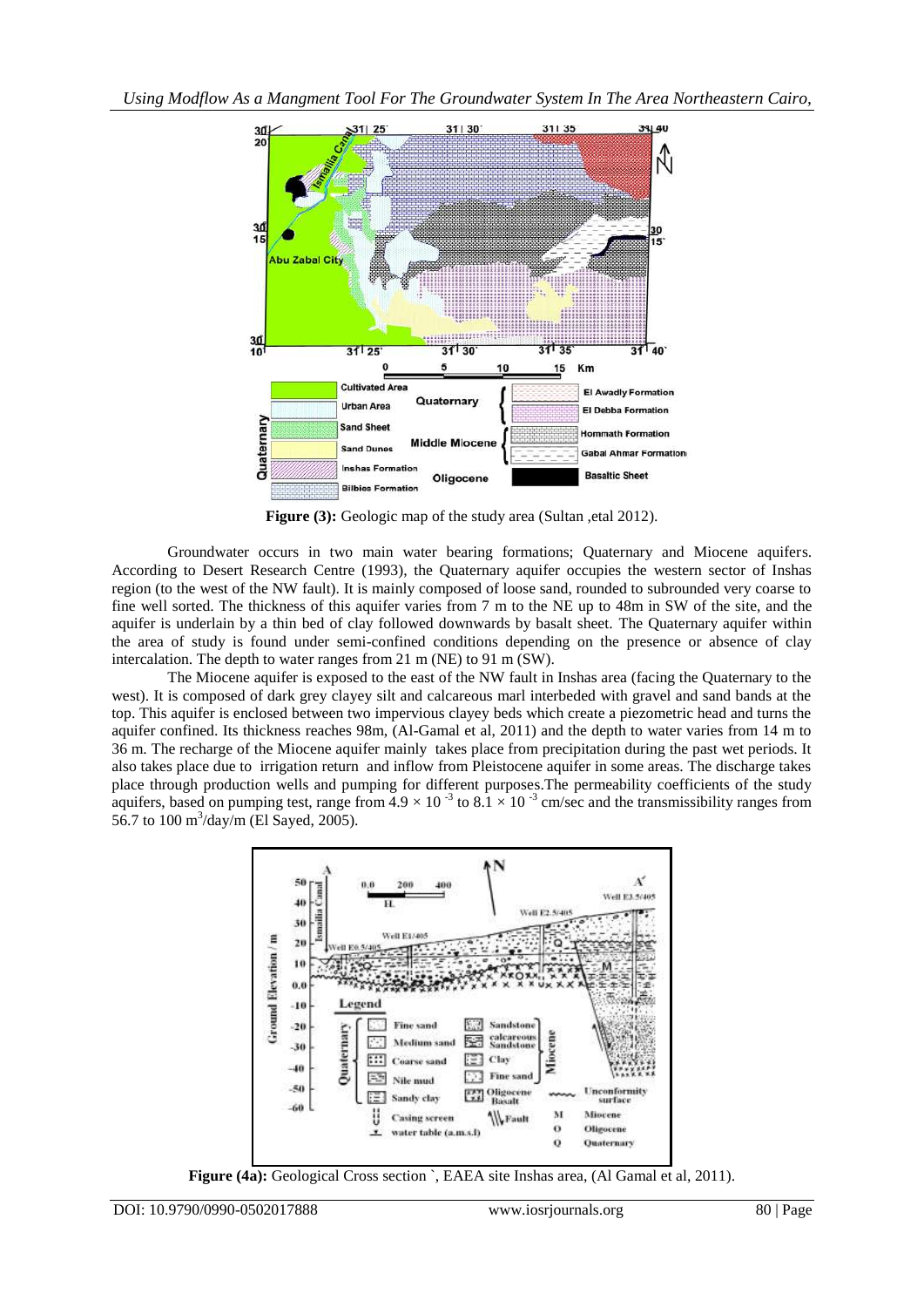**Figure (3):** Geologic map of the study area (Sultan ,etal 2012).

Groundwater occurs in two main water bearing formations; Quaternary and Miocene aquifers. According to Desert Research Centre (1993), the Quaternary aquifer occupies the western sector of Inshas region (to the west of the NW fault). It is mainly composed of loose sand, rounded to subrounded very coarse to fine well sorted. The thickness of this aquifer varies from 7 m to the NE up to 48m in SW of the site, and the aquifer is underlain by a thin bed of clay followed downwards by basalt sheet. The Quaternary aquifer within the area of study is found under semi-confined conditions depending on the presence or absence of clay intercalation. The depth to water ranges from 21 m (NE) to 91 m (SW).

The Miocene aquifer is exposed to the east of the NW fault in Inshas area (facing the Quaternary to the west). It is composed of dark grey clayey silt and calcareous marl interbeded with gravel and sand bands at the top. This aquifer is enclosed between two impervious clayey beds which create a piezometric head and turns the aquifer confined. Its thickness reaches 98m, (Al-Gamal et al, 2011) and the depth to water varies from 14 m to 36 m. The recharge of the Miocene aquifer mainly takes place from precipitation during the past wet periods. It also takes place due to irrigation return and inflow from Pleistocene aquifer in some areas. The discharge takes place through production wells and pumping for different purposes.The permeability coefficients of the study aquifers, based on pumping test, range from $4.9 \times 10^{-3}$ to $8.1 \times 10^{-3}$ cm/sec and the transmissibility ranges from 56.7 to 100 $m^3$/day/m (El Sayed, 2005).

**Figure (4a):** Geological Cross section `, EAEA site Inshas area, (Al Gamal et al, 2011).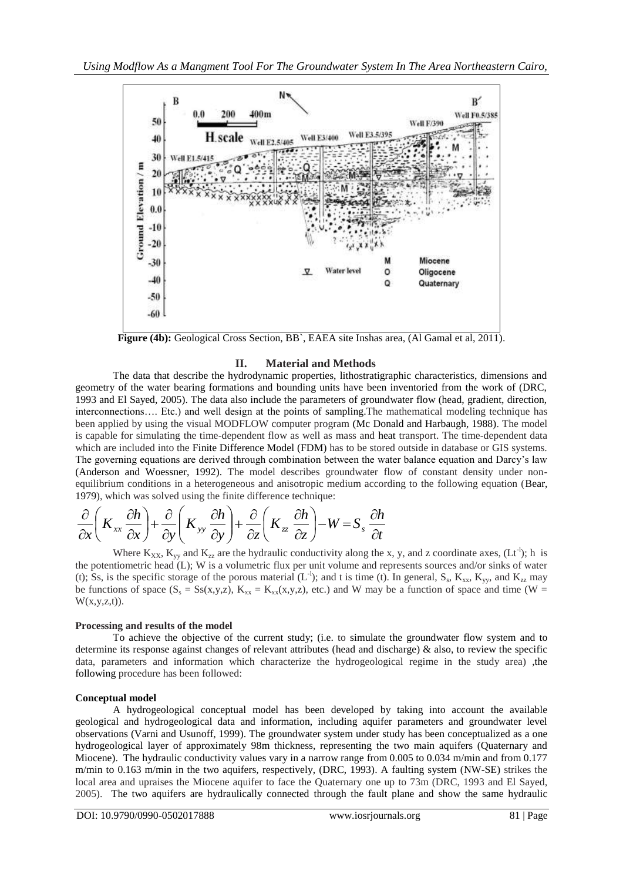**Figure (4b):** Geological Cross Section, BB`, EAEA site Inshas area, (Al Gamal et al, 2011).

## II. Material and Methods

The data that describe the hydrodynamic properties, lithostratigraphic characteristics, dimensions and geometry of the water bearing formations and bounding units have been inventoried from the work of (DRC, 1993 and El Sayed, 2005). The data also include the parameters of groundwater flow (head, gradient, direction, interconnections…. Etc.) and well design at the points of sampling.The mathematical modeling technique has been applied by using the visual MODFLOW computer program (Mc Donald and Harbaugh, 1988). The model is capable for simulating the time-dependent flow as well as mass and heat transport. The time-dependent data which are included into the Finite Difference Model (FDM) has to be stored outside in database or GIS systems. The governing equations are derived through combination between the water balance equation and Darcy's law (Anderson and Woessner, 1992). The model describes groundwater flow of constant density under non-equilibrium conditions in a heterogeneous and anisotropic medium according to the following equation (Bear, 1979), which was solved using the finite difference technique:

$$\frac{\partial}{\partial x}\left(K_{xx}\frac{\partial h}{\partial x}\right)+\frac{\partial}{\partial y}\left(K_{yy}\frac{\partial h}{\partial y}\right)+\frac{\partial}{\partial z}\left(K_{zz}\frac{\partial h}{\partial z}\right)-W=S_s\frac{\partial h}{\partial t}$$

Where $K_{XX}$, $K_{yy}$ and $K_{zz}$ are the hydraulic conductivity along the x, y, and z coordinate axes, $(Lt^{-1})$; h is the potentiometric head (L); W is a volumetric flux per unit volume and represents sources and/or sinks of water (t); Ss, is the specific storage of the porous material $(L^{-1})$; and t is time (t). In general, $S_s$, $K_{xx}$, $K_{yy}$, and $K_{zz}$ may be functions of space ($S_s = Ss(x,y,z)$, $K_{xx} = K_{xx}(x,y,z)$, etc.) and W may be a function of space and time ($W = W(x,y,z,t)$).

**Processing and results of the model**

To achieve the objective of the current study; (i.e. to simulate the groundwater flow system and to determine its response against changes of relevant attributes (head and discharge) & also, to review the specific data, parameters and information which characterize the hydrogeological regime in the study area) ,the following procedure has been followed:

**Conceptual model**

A hydrogeological conceptual model has been developed by taking into account the available geological and hydrogeological data and information, including aquifer parameters and groundwater level observations (Varni and Usunoff, 1999). The groundwater system under study has been conceptualized as a one hydrogeological layer of approximately 98m thickness, representing the two main aquifers (Quaternary and Miocene). The hydraulic conductivity values vary in a narrow range from 0.005 to 0.034 m/min and from 0.177 m/min to 0.163 m/min in the two aquifers, respectively, (DRC, 1993). A faulting system (NW-SE) strikes the local area and upraises the Miocene aquifer to face the Quaternary one up to 73m (DRC, 1993 and El Sayed, 2005). The two aquifers are hydraulically connected through the fault plane and show the same hydraulic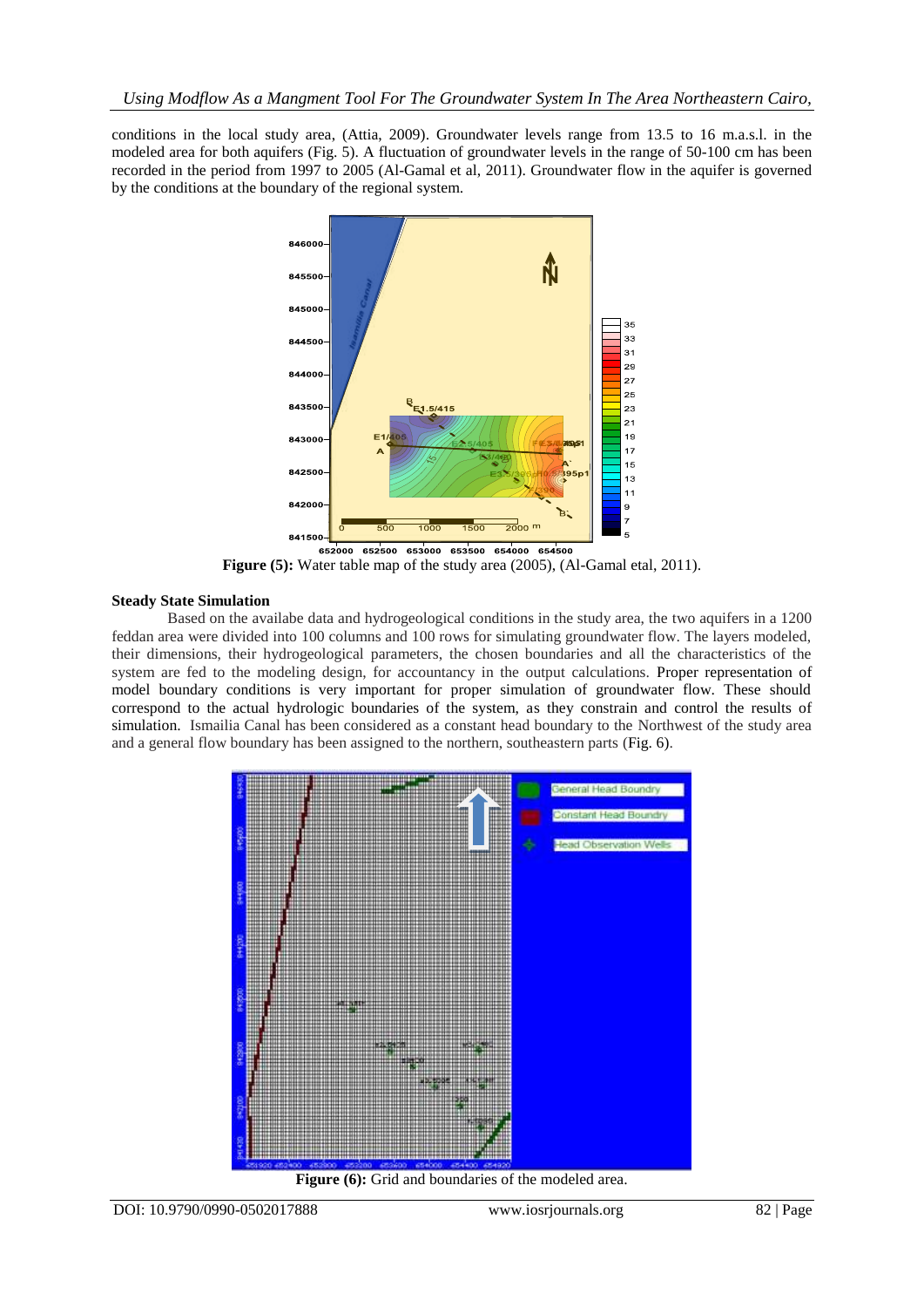conditions in the local study area, (Attia, 2009). Groundwater levels range from 13.5 to 16 m.a.s.l. in the modeled area for both aquifers (Fig. 5). A fluctuation of groundwater levels in the range of 50-100 cm has been recorded in the period from 1997 to 2005 (Al-Gamal et al, 2011). Groundwater flow in the aquifer is governed by the conditions at the boundary of the regional system.

**Figure (5):** Water table map of the study area (2005), (Al-Gamal etal, 2011).

### Steady State Simulation

Based on the availabe data and hydrogeological conditions in the study area, the two aquifers in a 1200 feddan area were divided into 100 columns and 100 rows for simulating groundwater flow. The layers modeled, their dimensions, their hydrogeological parameters, the chosen boundaries and all the characteristics of the system are fed to the modeling design, for accountancy in the output calculations. Proper representation of model boundary conditions is very important for proper simulation of groundwater flow. These should correspond to the actual hydrologic boundaries of the system, as they constrain and control the results of simulation. Ismailia Canal has been considered as a constant head boundary to the Northwest of the study area and a general flow boundary has been assigned to the northern, southeastern parts (Fig. 6).

**Figure (6):** Grid and boundaries of the modeled area.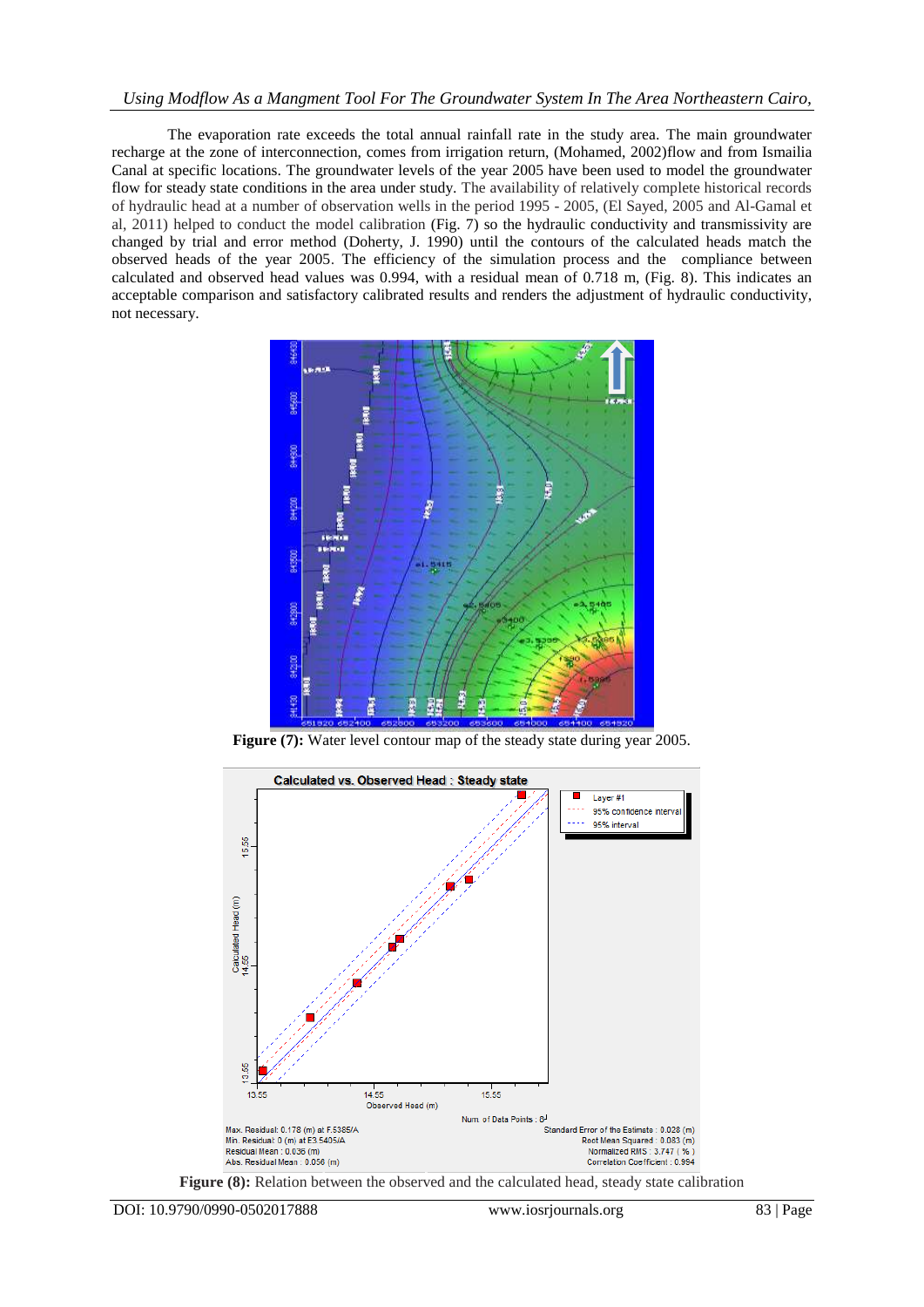The evaporation rate exceeds the total annual rainfall rate in the study area. The main groundwater recharge at the zone of interconnection, comes from irrigation return, (Mohamed, 2002)flow and from Ismailia Canal at specific locations. The groundwater levels of the year 2005 have been used to model the groundwater flow for steady state conditions in the area under study. The availability of relatively complete historical records of hydraulic head at a number of observation wells in the period 1995 - 2005, (El Sayed, 2005 and Al-Gamal et al, 2011) helped to conduct the model calibration (Fig. 7) so the hydraulic conductivity and transmissivity are changed by trial and error method (Doherty, J. 1990) until the contours of the calculated heads match the observed heads of the year 2005. The efficiency of the simulation process and the compliance between calculated and observed head values was 0.994, with a residual mean of 0.718 m, (Fig. 8). This indicates an acceptable comparison and satisfactory calibrated results and renders the adjustment of hydraulic conductivity, not necessary.

**Figure (7):** Water level contour map of the steady state during year 2005.

**Figure (8):** Relation between the observed and the calculated head, steady state calibration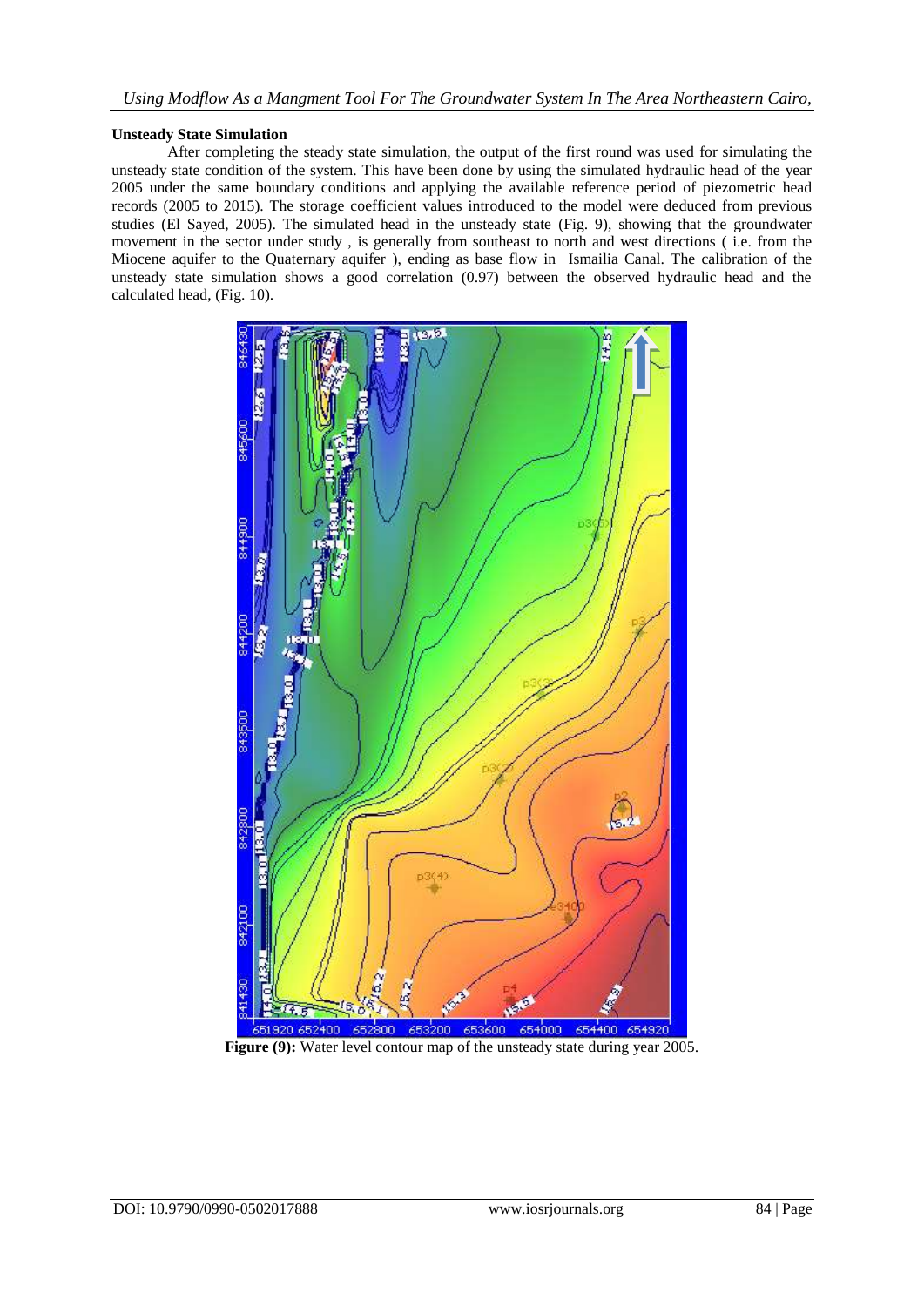### Unsteady State Simulation

After completing the steady state simulation, the output of the first round was used for simulating the unsteady state condition of the system. This have been done by using the simulated hydraulic head of the year 2005 under the same boundary conditions and applying the available reference period of piezometric head records (2005 to 2015). The storage coefficient values introduced to the model were deduced from previous studies (El Sayed, 2005). The simulated head in the unsteady state (Fig. 9), showing that the groundwater movement in the sector under study , is generally from southeast to north and west directions ( i.e. from the Miocene aquifer to the Quaternary aquifer ), ending as base flow in Ismailia Canal. The calibration of the unsteady state simulation shows a good correlation (0.97) between the observed hydraulic head and the calculated head, (Fig. 10).

**Figure (9):** Water level contour map of the unsteady state during year 2005.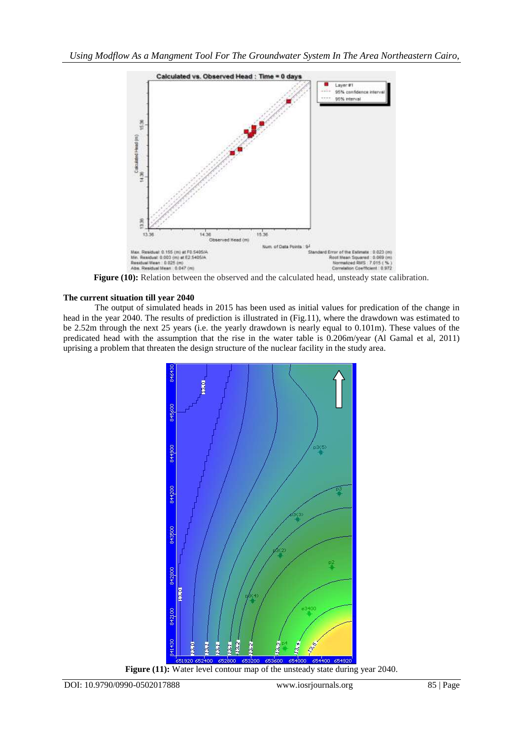**Figure (10):** Relation between the observed and the calculated head, unsteady state calibration.

**The current situation till year 2040**

The output of simulated heads in 2015 has been used as initial values for predication of the change in head in the year 2040. The results of prediction is illustrated in (Fig.11), where the drawdown was estimated to be 2.52m through the next 25 years (i.e. the yearly drawdown is nearly equal to 0.101m). These values of the predicated head with the assumption that the rise in the water table is 0.206m/year (Al Gamal et al, 2011) uprising a problem that threaten the design structure of the nuclear facility in the study area.

**Figure (11):** Water level contour map of the unsteady state during year 2040.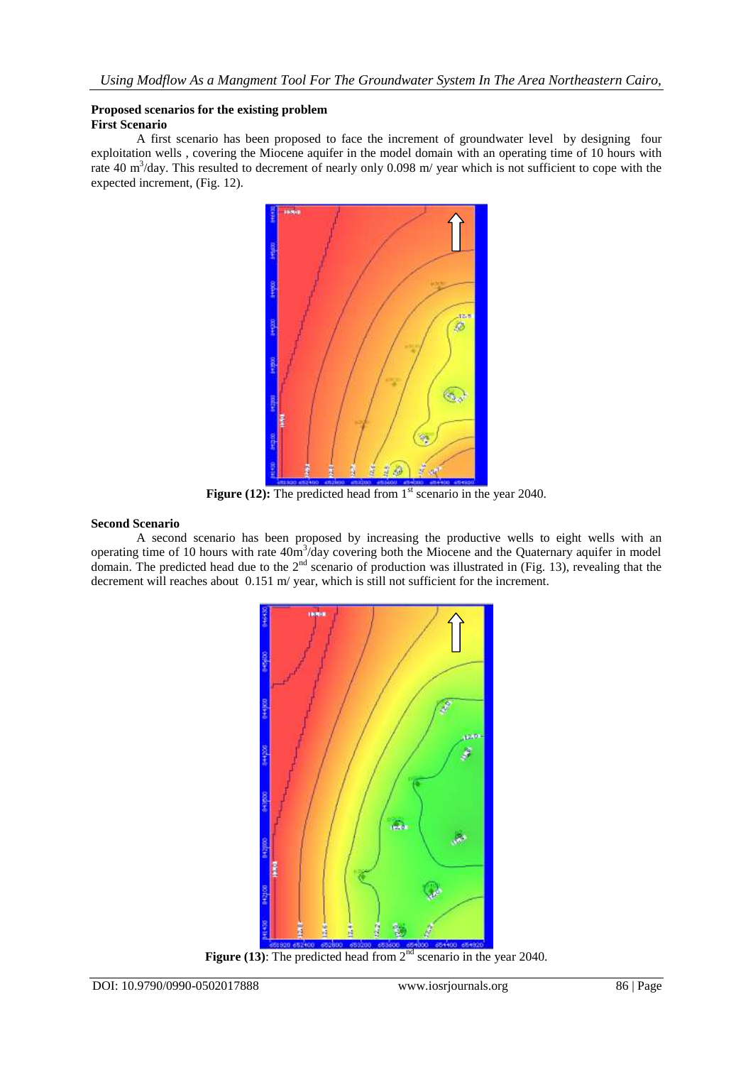## Proposed scenarios for the existing problem

### First Scenario

A first scenario has been proposed to face the increment of groundwater level by designing four exploitation wells , covering the Miocene aquifer in the model domain with an operating time of 10 hours with rate 40 $m^3$/day. This resulted to decrement of nearly only 0.098 m/ year which is not sufficient to cope with the expected increment, (Fig. 12).

**Figure (12):** The predicted head from 1st scenario in the year 2040.

### Second Scenario

A second scenario has been proposed by increasing the productive wells to eight wells with an operating time of 10 hours with rate 40$m^3$/day covering both the Miocene and the Quaternary aquifer in model domain. The predicted head due to the 2nd scenario of production was illustrated in (Fig. 13), revealing that the decrement will reaches about 0.151 m/ year, which is still not sufficient for the increment.

**Figure (13)**: The predicted head from 2nd scenario in the year 2040.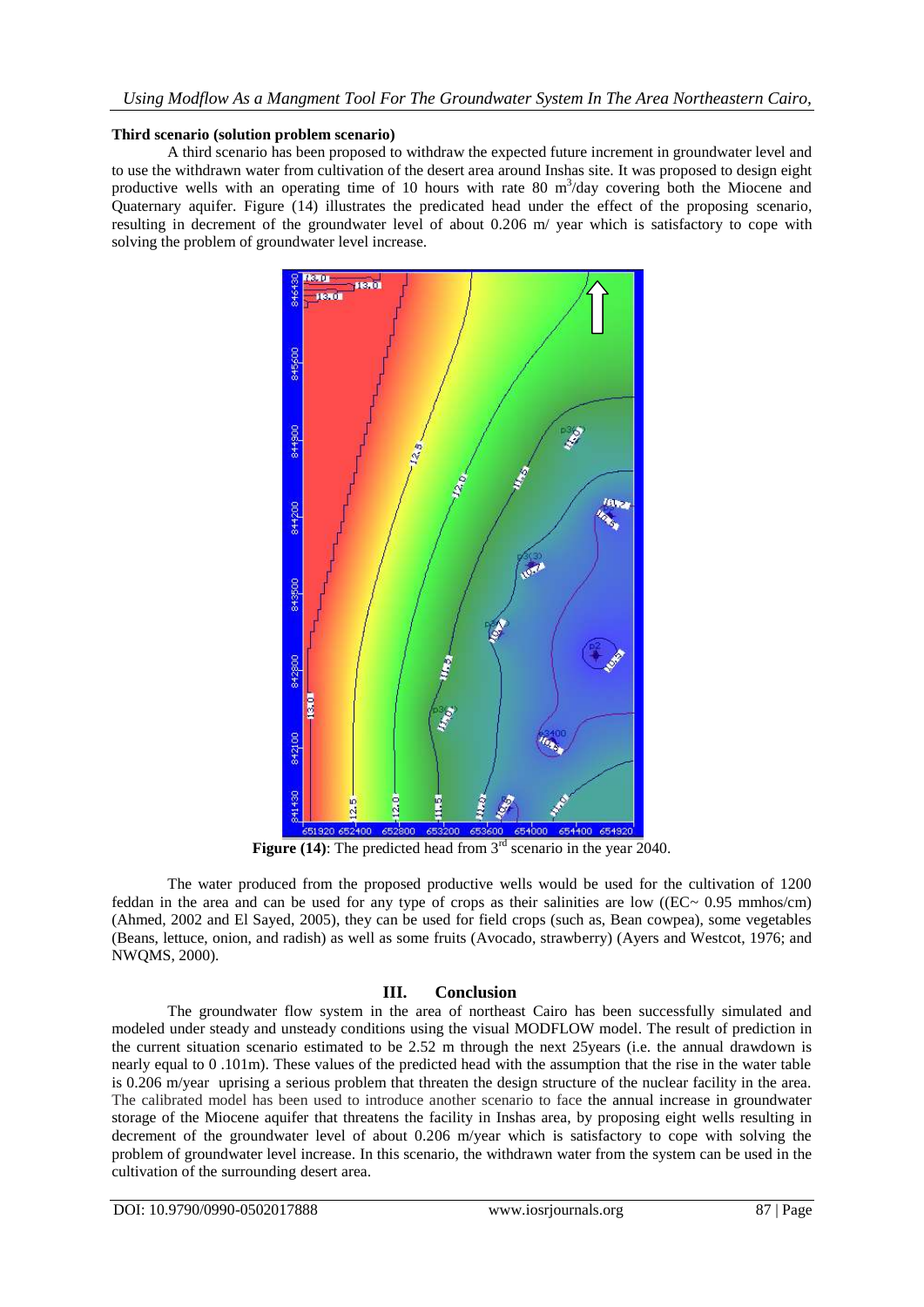### Third scenario (solution problem scenario)

A third scenario has been proposed to withdraw the expected future increment in groundwater level and to use the withdrawn water from cultivation of the desert area around Inshas site. It was proposed to design eight productive wells with an operating time of 10 hours with rate 80 $m^3$/day covering both the Miocene and Quaternary aquifer. Figure (14) illustrates the predicated head under the effect of the proposing scenario, resulting in decrement of the groundwater level of about 0.206 m/ year which is satisfactory to cope with solving the problem of groundwater level increase.

**Figure (14)**: The predicted head from 3rd scenario in the year 2040.

The water produced from the proposed productive wells would be used for the cultivation of 1200 feddan in the area and can be used for any type of crops as their salinities are low ((EC~ 0.95 mmhos/cm) (Ahmed, 2002 and El Sayed, 2005), they can be used for field crops (such as, Bean cowpea), some vegetables (Beans, lettuce, onion, and radish) as well as some fruits (Avocado, strawberry) (Ayers and Westcot, 1976; and NWQMS, 2000).

## III. Conclusion

The groundwater flow system in the area of northeast Cairo has been successfully simulated and modeled under steady and unsteady conditions using the visual MODFLOW model. The result of prediction in the current situation scenario estimated to be 2.52 m through the next 25years (i.e. the annual drawdown is nearly equal to 0 .101m). These values of the predicted head with the assumption that the rise in the water table is 0.206 m/year uprising a serious problem that threaten the design structure of the nuclear facility in the area. The calibrated model has been used to introduce another scenario to face the annual increase in groundwater storage of the Miocene aquifer that threatens the facility in Inshas area, by proposing eight wells resulting in decrement of the groundwater level of about 0.206 m/year which is satisfactory to cope with solving the problem of groundwater level increase. In this scenario, the withdrawn water from the system can be used in the cultivation of the surrounding desert area.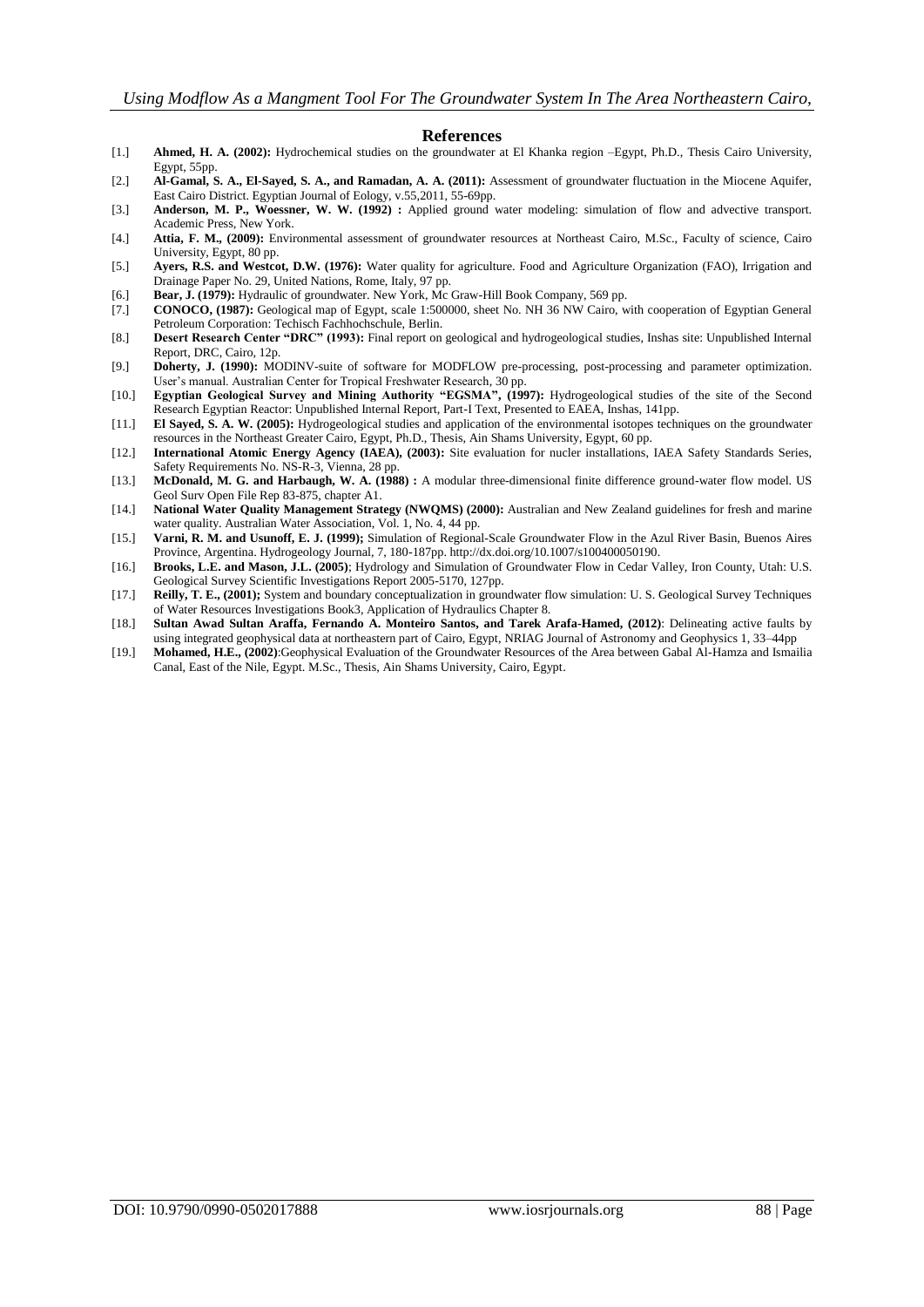## References

[1.] **Ahmed, H. A. (2002):** Hydrochemical studies on the groundwater at El Khanka region –Egypt, Ph.D., Thesis Cairo University, Egypt, 55pp.

[2.] **Al-Gamal, S. A., El-Sayed, S. A., and Ramadan, A. A. (2011):** Assessment of groundwater fluctuation in the Miocene Aquifer, East Cairo District. Egyptian Journal of Eology, v.55,2011, 55-69pp.

[3.] **Anderson, M. P., Woessner, W. W. (1992) :** Applied ground water modeling: simulation of flow and advective transport. Academic Press, New York.

[4.] **Attia, F. M., (2009):** Environmental assessment of groundwater resources at Northeast Cairo, M.Sc., Faculty of science, Cairo University, Egypt, 80 pp.

[5.] **Ayers, R.S. and Westcot, D.W. (1976):** Water quality for agriculture. Food and Agriculture Organization (FAO), Irrigation and Drainage Paper No. 29, United Nations, Rome, Italy, 97 pp.

[6.] **Bear, J. (1979):** Hydraulic of groundwater. New York, Mc Graw-Hill Book Company, 569 pp.

[7.] **CONOCO, (1987):** Geological map of Egypt, scale 1:500000, sheet No. NH 36 NW Cairo, with cooperation of Egyptian General Petroleum Corporation: Techisch Fachhochschule, Berlin.

[8.] **Desert Research Center "DRC" (1993):** Final report on geological and hydrogeological studies, Inshas site: Unpublished Internal Report, DRC, Cairo, 12p.

[9.] **Doherty, J. (1990):** MODINV-suite of software for MODFLOW pre-processing, post-processing and parameter optimization. User's manual. Australian Center for Tropical Freshwater Research, 30 pp.

[10.] **Egyptian Geological Survey and Mining Authority "EGSMA", (1997):** Hydrogeological studies of the site of the Second Research Egyptian Reactor: Unpublished Internal Report, Part-I Text, Presented to EAEA, Inshas, 141pp.

[11.] **El Sayed, S. A. W. (2005):** Hydrogeological studies and application of the environmental isotopes techniques on the groundwater resources in the Northeast Greater Cairo, Egypt, Ph.D., Thesis, Ain Shams University, Egypt, 60 pp.

[12.] **International Atomic Energy Agency (IAEA), (2003):** Site evaluation for nucler installations, IAEA Safety Standards Series, Safety Requirements No. NS-R-3, Vienna, 28 pp.

[13.] **McDonald, M. G. and Harbaugh, W. A. (1988) :** A modular three-dimensional finite difference ground-water flow model. US Geol Surv Open File Rep 83-875, chapter A1.

[14.] **National Water Quality Management Strategy (NWQMS) (2000):** Australian and New Zealand guidelines for fresh and marine water quality. Australian Water Association, Vol. 1, No. 4, 44 pp.

[15.] **Varni, R. M. and Usunoff, E. J. (1999);** Simulation of Regional-Scale Groundwater Flow in the Azul River Basin, Buenos Aires Province, Argentina. Hydrogeology Journal, 7, 180-187pp. http://dx.doi.org/10.1007/s100400050190.

[16.] **Brooks, L.E. and Mason, J.L. (2005)**; Hydrology and Simulation of Groundwater Flow in Cedar Valley, Iron County, Utah: U.S. Geological Survey Scientific Investigations Report 2005-5170, 127pp.

[17.] **Reilly, T. E., (2001);** System and boundary conceptualization in groundwater flow simulation: U. S. Geological Survey Techniques of Water Resources Investigations Book3, Application of Hydraulics Chapter 8.

[18.] **Sultan Awad Sultan Araffa, Fernando A. Monteiro Santos, and Tarek Arafa-Hamed, (2012)**: Delineating active faults by using integrated geophysical data at northeastern part of Cairo, Egypt, NRIAG Journal of Astronomy and Geophysics 1, 33–44pp

[19.] **Mohamed, H.E., (2002)**:Geophysical Evaluation of the Groundwater Resources of the Area between Gabal Al-Hamza and Ismailia Canal, East of the Nile, Egypt. M.Sc., Thesis, Ain Shams University, Cairo, Egypt.